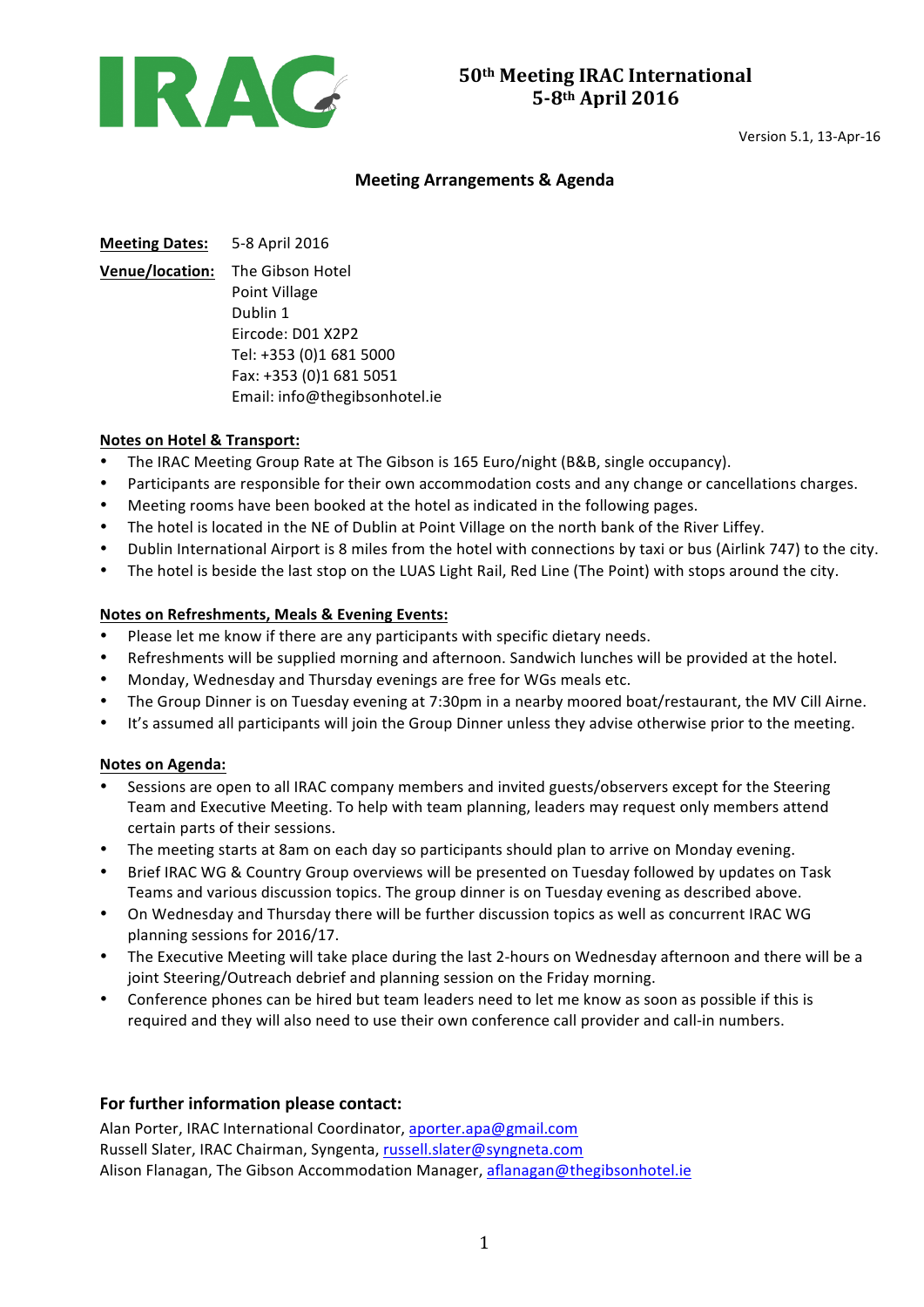# 50th Meeting IRAC International
## 5-8th April 2016

Version 5.1, 13-Apr-16

### Meeting Arrangements & Agenda

**Meeting Dates:** 5-8 April 2016

**Venue/location:** The Gibson Hotel
Point Village
Dublin 1
Eircode: D01 X2P2
Tel: +353 (0)1 681 5000
Fax: +353 (0)1 681 5051
Email: info@thegibsonhotel.ie

**Notes on Hotel & Transport:**

- The IRAC Meeting Group Rate at The Gibson is 165 Euro/night (B&B, single occupancy).
- Participants are responsible for their own accommodation costs and any change or cancellations charges.
- Meeting rooms have been booked at the hotel as indicated in the following pages.
- The hotel is located in the NE of Dublin at Point Village on the north bank of the River Liffey.
- Dublin International Airport is 8 miles from the hotel with connections by taxi or bus (Airlink 747) to the city.
- The hotel is beside the last stop on the LUAS Light Rail, Red Line (The Point) with stops around the city.

**Notes on Refreshments, Meals & Evening Events:**

- Please let me know if there are any participants with specific dietary needs.
- Refreshments will be supplied morning and afternoon. Sandwich lunches will be provided at the hotel.
- Monday, Wednesday and Thursday evenings are free for WGs meals etc.
- The Group Dinner is on Tuesday evening at 7:30pm in a nearby moored boat/restaurant, the MV Cill Airne.
- It's assumed all participants will join the Group Dinner unless they advise otherwise prior to the meeting.

**Notes on Agenda:**

- Sessions are open to all IRAC company members and invited guests/observers except for the Steering Team and Executive Meeting. To help with team planning, leaders may request only members attend certain parts of their sessions.
- The meeting starts at 8am on each day so participants should plan to arrive on Monday evening.
- Brief IRAC WG & Country Group overviews will be presented on Tuesday followed by updates on Task Teams and various discussion topics. The group dinner is on Tuesday evening as described above.
- On Wednesday and Thursday there will be further discussion topics as well as concurrent IRAC WG planning sessions for 2016/17.
- The Executive Meeting will take place during the last 2-hours on Wednesday afternoon and there will be a joint Steering/Outreach debrief and planning session on the Friday morning.
- Conference phones can be hired but team leaders need to let me know as soon as possible if this is required and they will also need to use their own conference call provider and call-in numbers.

### For further information please contact:

Alan Porter, IRAC International Coordinator, aporter.apa@gmail.com
Russell Slater, IRAC Chairman, Syngenta, russell.slater@syngneta.com
Alison Flanagan, The Gibson Accommodation Manager, aflanagan@thegibsonhotel.ie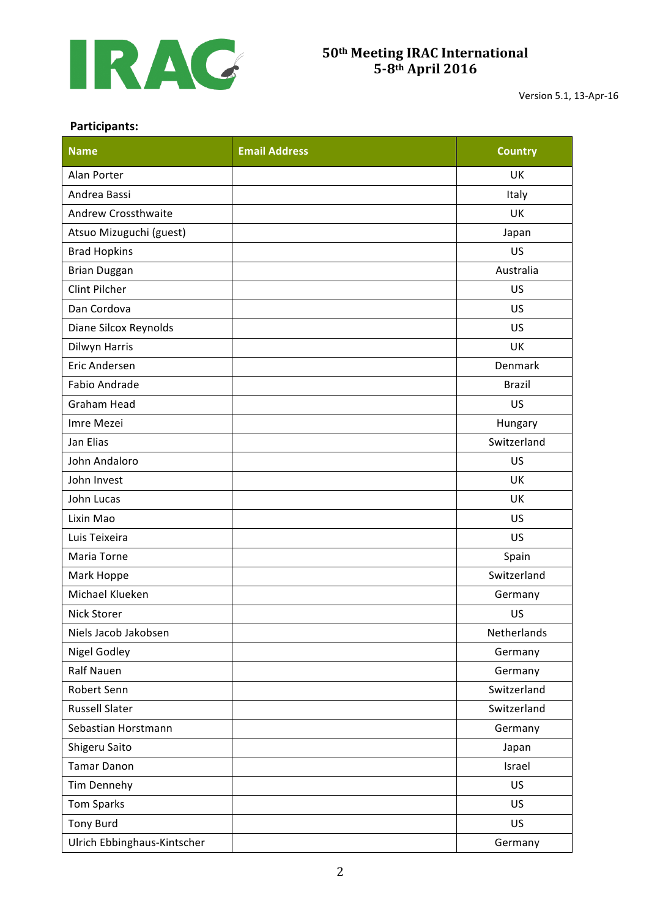**Participants:**

| Name | Email Address | Country |
|---|---|---|
| Alan Porter | | UK |
| Andrea Bassi | | Italy |
| Andrew Crossthwaite | | UK |
| Atsuo Mizuguchi (guest) | | Japan |
| Brad Hopkins | | US |
| Brian Duggan | | Australia |
| Clint Pilcher | | US |
| Dan Cordova | | US |
| Diane Silcox Reynolds | | US |
| Dilwyn Harris | | UK |
| Eric Andersen | | Denmark |
| Fabio Andrade | | Brazil |
| Graham Head | | US |
| Imre Mezei | | Hungary |
| Jan Elias | | Switzerland |
| John Andaloro | | US |
| John Invest | | UK |
| John Lucas | | UK |
| Lixin Mao | | US |
| Luis Teixeira | | US |
| Maria Torne | | Spain |
| Mark Hoppe | | Switzerland |
| Michael Klueken | | Germany |
| Nick Storer | | US |
| Niels Jacob Jakobsen | | Netherlands |
| Nigel Godley | | Germany |
| Ralf Nauen | | Germany |
| Robert Senn | | Switzerland |
| Russell Slater | | Switzerland |
| Sebastian Horstmann | | Germany |
| Shigeru Saito | | Japan |
| Tamar Danon | | Israel |
| Tim Dennehy | | US |
| Tom Sparks | | US |
| Tony Burd | | US |
| Ulrich Ebbinghaus-Kintscher | | Germany |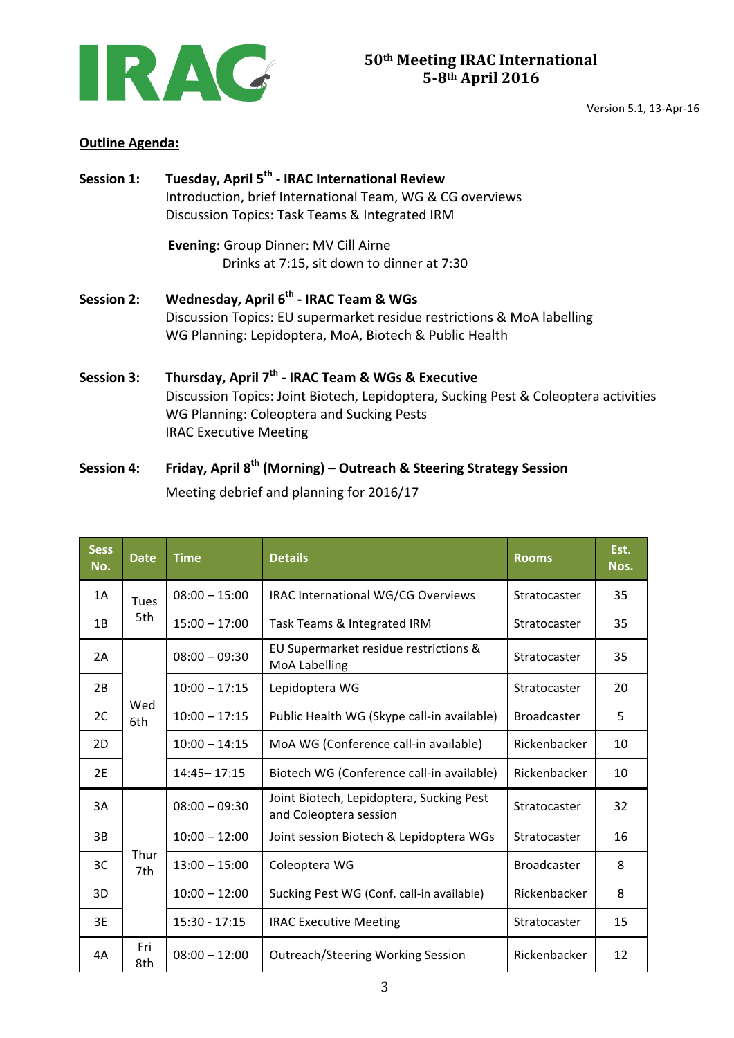# 50th Meeting IRAC International
## 5-8th April 2016

Version 5.1, 13-Apr-16

**Outline Agenda:**

**Session 1:** **Tuesday, April 5th - IRAC International Review**
Introduction, brief International Team, WG & CG overviews
Discussion Topics: Task Teams & Integrated IRM

**Evening:** Group Dinner: MV Cill Airne
Drinks at 7:15, sit down to dinner at 7:30

**Session 2:** **Wednesday, April 6th - IRAC Team & WGs**
Discussion Topics: EU supermarket residue restrictions & MoA labelling
WG Planning: Lepidoptera, MoA, Biotech & Public Health

**Session 3:** **Thursday, April 7th - IRAC Team & WGs & Executive**
Discussion Topics: Joint Biotech, Lepidoptera, Sucking Pest & Coleoptera activities
WG Planning: Coleoptera and Sucking Pests
IRAC Executive Meeting

**Session 4:** **Friday, April 8th (Morning) – Outreach & Steering Strategy Session**
Meeting debrief and planning for 2016/17

| Sess No. | Date | Time | Details | Rooms | Est. Nos. |
|---|---|---|---|---|---|
| 1A | Tues 5th | 08:00 – 15:00 | IRAC International WG/CG Overviews | Stratocaster | 35 |
| 1B | | 15:00 – 17:00 | Task Teams & Integrated IRM | Stratocaster | 35 |
| 2A | Wed 6th | 08:00 – 09:30 | EU Supermarket residue restrictions & MoA Labelling | Stratocaster | 35 |
| 2B | | 10:00 – 17:15 | Lepidoptera WG | Stratocaster | 20 |
| 2C | | 10:00 – 17:15 | Public Health WG (Skype call-in available) | Broadcaster | 5 |
| 2D | | 10:00 – 14:15 | MoA WG (Conference call-in available) | Rickenbacker | 10 |
| 2E | | 14:45– 17:15 | Biotech WG (Conference call-in available) | Rickenbacker | 10 |
| 3A | Thur 7th | 08:00 – 09:30 | Joint Biotech, Lepidoptera, Sucking Pest and Coleoptera session | Stratocaster | 32 |
| 3B | | 10:00 – 12:00 | Joint session Biotech & Lepidoptera WGs | Stratocaster | 16 |
| 3C | | 13:00 – 15:00 | Coleoptera WG | Broadcaster | 8 |
| 3D | | 10:00 – 12:00 | Sucking Pest WG (Conf. call-in available) | Rickenbacker | 8 |
| 3E | | 15:30 - 17:15 | IRAC Executive Meeting | Stratocaster | 15 |
| 4A | Fri 8th | 08:00 – 12:00 | Outreach/Steering Working Session | Rickenbacker | 12 |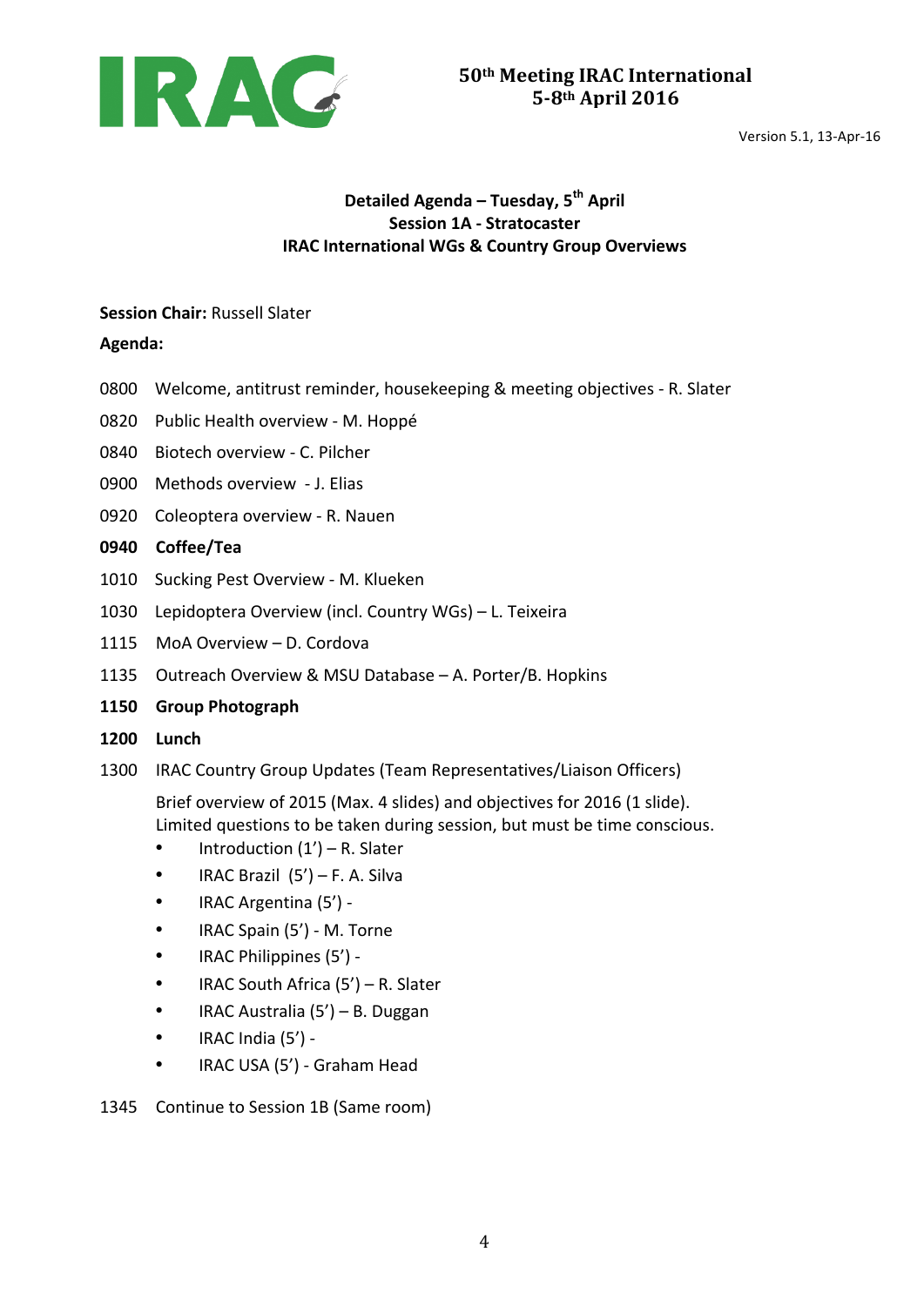IRAC

**50th Meeting IRAC International**
**5-8th April 2016**

Version 5.1, 13-Apr-16

## Detailed Agenda – Tuesday, 5th April
## Session 1A - Stratocaster
## IRAC International WGs & Country Group Overviews

**Session Chair:** Russell Slater

**Agenda:**

0800 Welcome, antitrust reminder, housekeeping & meeting objectives - R. Slater

0820 Public Health overview - M. Hoppé

0840 Biotech overview - C. Pilcher

0900 Methods overview - J. Elias

0920 Coleoptera overview - R. Nauen

**0940 Coffee/Tea**

1010 Sucking Pest Overview - M. Klueken

1030 Lepidoptera Overview (incl. Country WGs) – L. Teixeira

1115 MoA Overview – D. Cordova

1135 Outreach Overview & MSU Database – A. Porter/B. Hopkins

**1150 Group Photograph**

**1200 Lunch**

1300 IRAC Country Group Updates (Team Representatives/Liaison Officers)

Brief overview of 2015 (Max. 4 slides) and objectives for 2016 (1 slide).
Limited questions to be taken during session, but must be time conscious.

- Introduction (1') – R. Slater
- IRAC Brazil (5') – F. A. Silva
- IRAC Argentina (5') -
- IRAC Spain (5') - M. Torne
- IRAC Philippines (5') -
- IRAC South Africa (5') – R. Slater
- IRAC Australia (5') – B. Duggan
- IRAC India (5') -
- IRAC USA (5') - Graham Head

1345 Continue to Session 1B (Same room)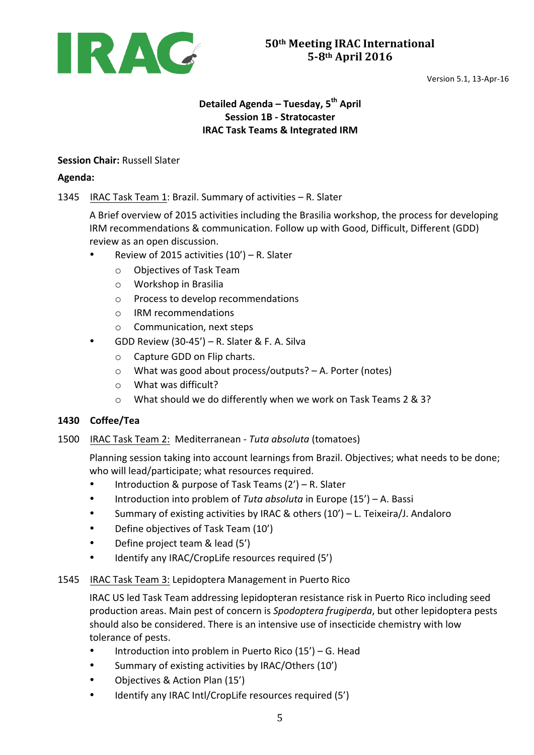**50th Meeting IRAC International**
**5-8th April 2016**

Version 5.1, 13-Apr-16

**Detailed Agenda – Tuesday, 5th April**
**Session 1B - Stratocaster**
**IRAC Task Teams & Integrated IRM**

**Session Chair:** Russell Slater

**Agenda:**

1345 IRAC Task Team 1: Brazil. Summary of activities – R. Slater

A Brief overview of 2015 activities including the Brasilia workshop, the process for developing IRM recommendations & communication. Follow up with Good, Difficult, Different (GDD) review as an open discussion.

- Review of 2015 activities (10') – R. Slater
  - Objectives of Task Team
  - Workshop in Brasilia
  - Process to develop recommendations
  - IRM recommendations
  - Communication, next steps
- GDD Review (30-45') – R. Slater & F. A. Silva
  - Capture GDD on Flip charts.
  - What was good about process/outputs? – A. Porter (notes)
  - What was difficult?
  - What should we do differently when we work on Task Teams 2 & 3?

**1430 Coffee/Tea**

1500 IRAC Task Team 2: Mediterranean - *Tuta absoluta* (tomatoes)

Planning session taking into account learnings from Brazil. Objectives; what needs to be done; who will lead/participate; what resources required.

- Introduction & purpose of Task Teams (2') – R. Slater
- Introduction into problem of *Tuta absoluta* in Europe (15') – A. Bassi
- Summary of existing activities by IRAC & others (10') – L. Teixeira/J. Andaloro
- Define objectives of Task Team (10')
- Define project team & lead (5')
- Identify any IRAC/CropLife resources required (5')

1545 IRAC Task Team 3: Lepidoptera Management in Puerto Rico

IRAC US led Task Team addressing lepidopteran resistance risk in Puerto Rico including seed production areas. Main pest of concern is *Spodoptera frugiperda*, but other lepidoptera pests should also be considered. There is an intensive use of insecticide chemistry with low tolerance of pests.

- Introduction into problem in Puerto Rico (15') – G. Head
- Summary of existing activities by IRAC/Others (10')
- Objectives & Action Plan (15')
- Identify any IRAC Intl/CropLife resources required (5')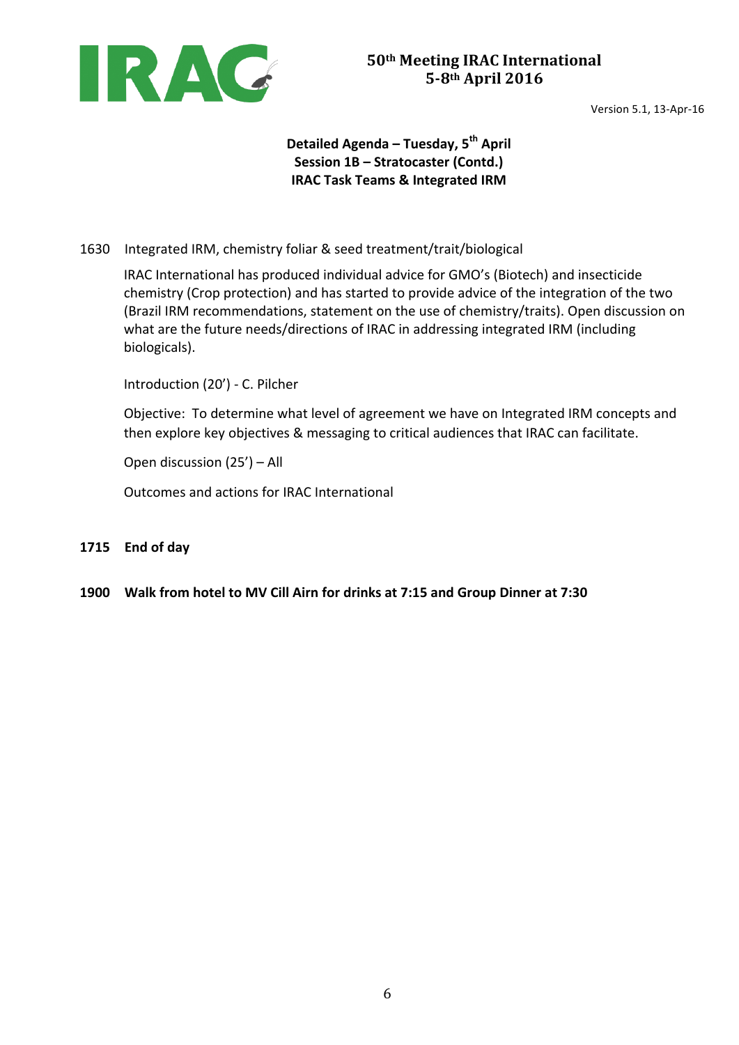**50th Meeting IRAC International**
**5-8th April 2016**

Version 5.1, 13-Apr-16

## Detailed Agenda – Tuesday, 5th April
## Session 1B – Stratocaster (Contd.)
## IRAC Task Teams & Integrated IRM

1630 Integrated IRM, chemistry foliar & seed treatment/trait/biological

IRAC International has produced individual advice for GMO's (Biotech) and insecticide chemistry (Crop protection) and has started to provide advice of the integration of the two (Brazil IRM recommendations, statement on the use of chemistry/traits). Open discussion on what are the future needs/directions of IRAC in addressing integrated IRM (including biologicals).

Introduction (20') - C. Pilcher

Objective: To determine what level of agreement we have on Integrated IRM concepts and then explore key objectives & messaging to critical audiences that IRAC can facilitate.

Open discussion (25') – All

Outcomes and actions for IRAC International

**1715 End of day**

**1900 Walk from hotel to MV Cill Airn for drinks at 7:15 and Group Dinner at 7:30**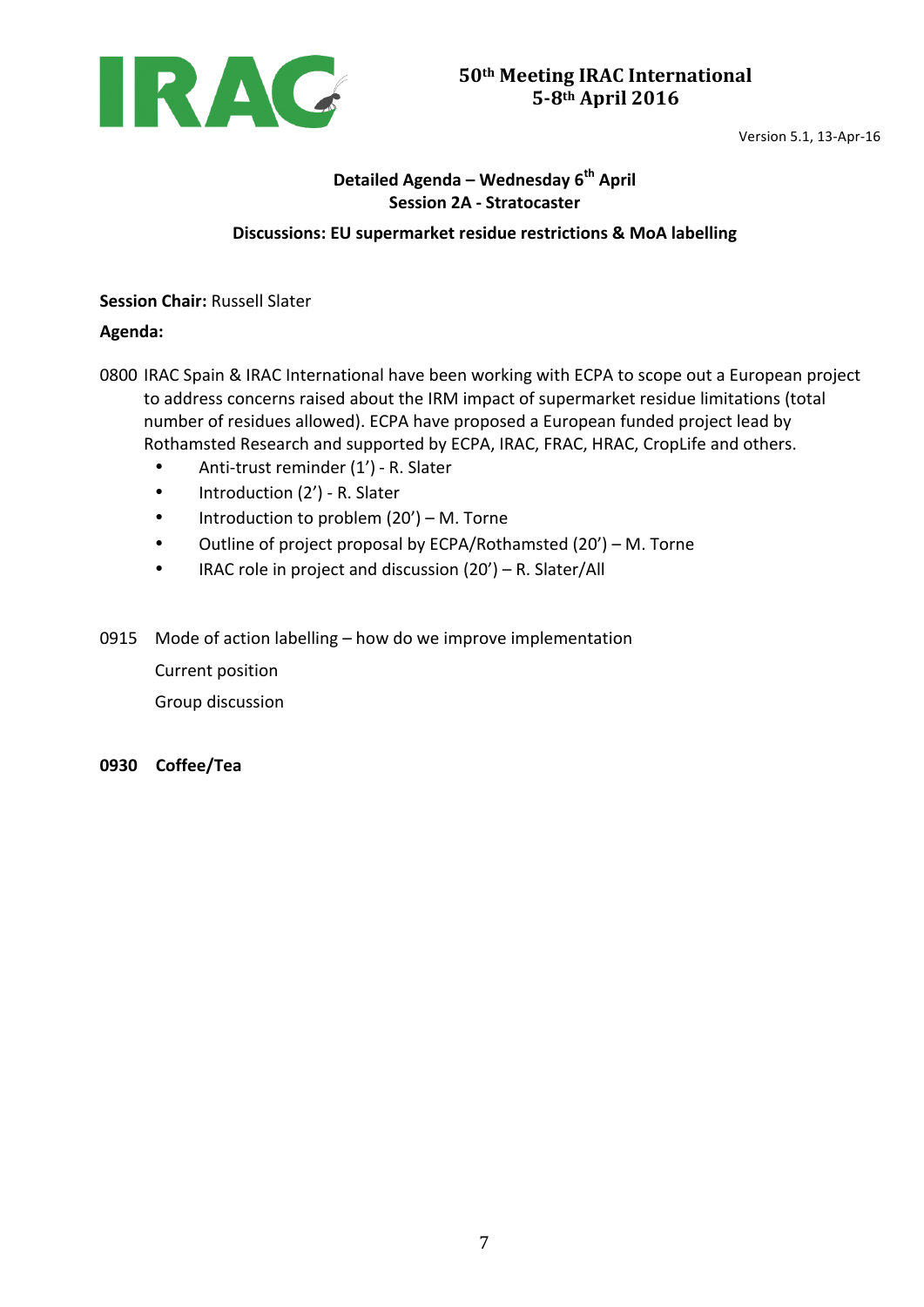**50th Meeting IRAC International**
**5-8th April 2016**

Version 5.1, 13-Apr-16

## Detailed Agenda – Wednesday 6th April
### Session 2A - Stratocaster
### Discussions: EU supermarket residue restrictions & MoA labelling

**Session Chair:** Russell Slater

**Agenda:**

0800 IRAC Spain & IRAC International have been working with ECPA to scope out a European project to address concerns raised about the IRM impact of supermarket residue limitations (total number of residues allowed). ECPA have proposed a European funded project lead by Rothamsted Research and supported by ECPA, IRAC, FRAC, HRAC, CropLife and others.

- Anti-trust reminder (1') - R. Slater
- Introduction (2') - R. Slater
- Introduction to problem (20') – M. Torne
- Outline of project proposal by ECPA/Rothamsted (20') – M. Torne
- IRAC role in project and discussion (20') – R. Slater/All

0915 Mode of action labelling – how do we improve implementation

Current position

Group discussion

**0930 Coffee/Tea**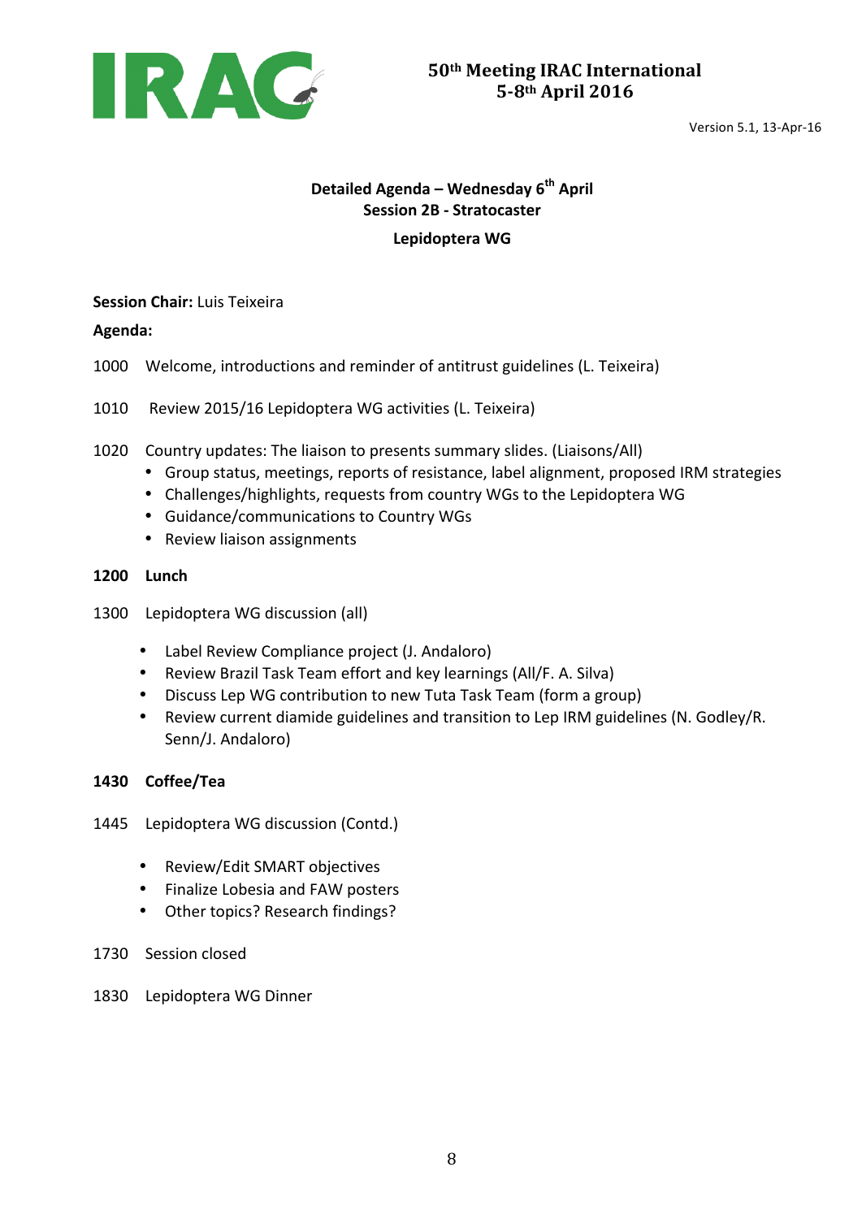**50th Meeting IRAC International**
**5-8th April 2016**

Version 5.1, 13-Apr-16

## Detailed Agenda – Wednesday 6th April
## Session 2B - Stratocaster
## Lepidoptera WG

**Session Chair:** Luis Teixeira

**Agenda:**

1000 Welcome, introductions and reminder of antitrust guidelines (L. Teixeira)

1010 Review 2015/16 Lepidoptera WG activities (L. Teixeira)

1020 Country updates: The liaison to presents summary slides. (Liaisons/All)

- Group status, meetings, reports of resistance, label alignment, proposed IRM strategies
- Challenges/highlights, requests from country WGs to the Lepidoptera WG
- Guidance/communications to Country WGs
- Review liaison assignments

**1200 Lunch**

1300 Lepidoptera WG discussion (all)

- Label Review Compliance project (J. Andaloro)
- Review Brazil Task Team effort and key learnings (All/F. A. Silva)
- Discuss Lep WG contribution to new Tuta Task Team (form a group)
- Review current diamide guidelines and transition to Lep IRM guidelines (N. Godley/R. Senn/J. Andaloro)

**1430 Coffee/Tea**

1445 Lepidoptera WG discussion (Contd.)

- Review/Edit SMART objectives
- Finalize Lobesia and FAW posters
- Other topics? Research findings?

1730 Session closed

1830 Lepidoptera WG Dinner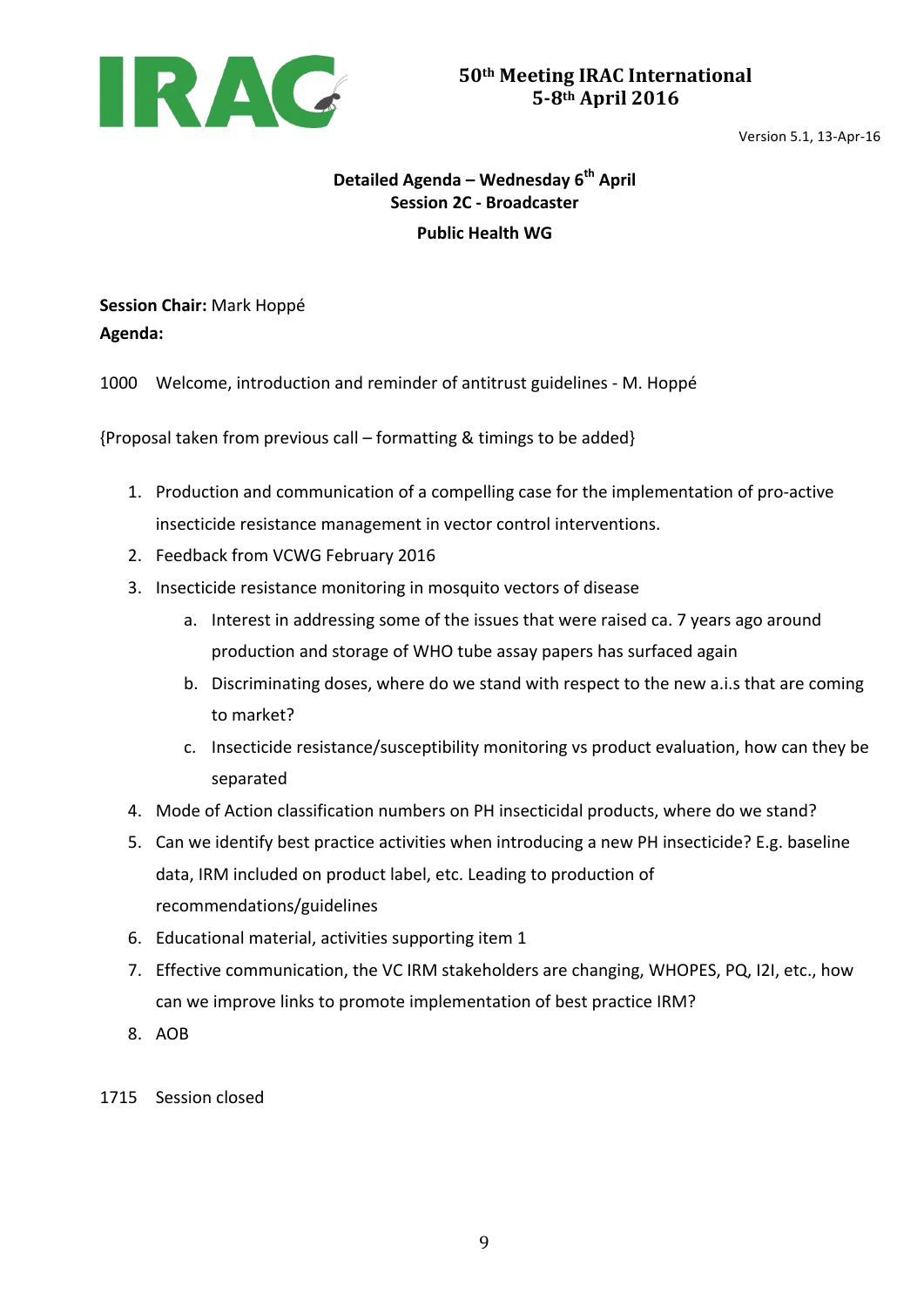**50th Meeting IRAC International**
**5-8th April 2016**

Version 5.1, 13-Apr-16

## Detailed Agenda – Wednesday 6th April
## Session 2C - Broadcaster
## Public Health WG

**Session Chair:** Mark Hoppé
**Agenda:**

1000 Welcome, introduction and reminder of antitrust guidelines - M. Hoppé

{Proposal taken from previous call – formatting & timings to be added}

1. Production and communication of a compelling case for the implementation of pro-active insecticide resistance management in vector control interventions.
2. Feedback from VCWG February 2016
3. Insecticide resistance monitoring in mosquito vectors of disease
   a. Interest in addressing some of the issues that were raised ca. 7 years ago around production and storage of WHO tube assay papers has surfaced again
   b. Discriminating doses, where do we stand with respect to the new a.i.s that are coming to market?
   c. Insecticide resistance/susceptibility monitoring vs product evaluation, how can they be separated
4. Mode of Action classification numbers on PH insecticidal products, where do we stand?
5. Can we identify best practice activities when introducing a new PH insecticide? E.g. baseline data, IRM included on product label, etc. Leading to production of recommendations/guidelines
6. Educational material, activities supporting item 1
7. Effective communication, the VC IRM stakeholders are changing, WHOPES, PQ, I2I, etc., how can we improve links to promote implementation of best practice IRM?
8. AOB

1715 Session closed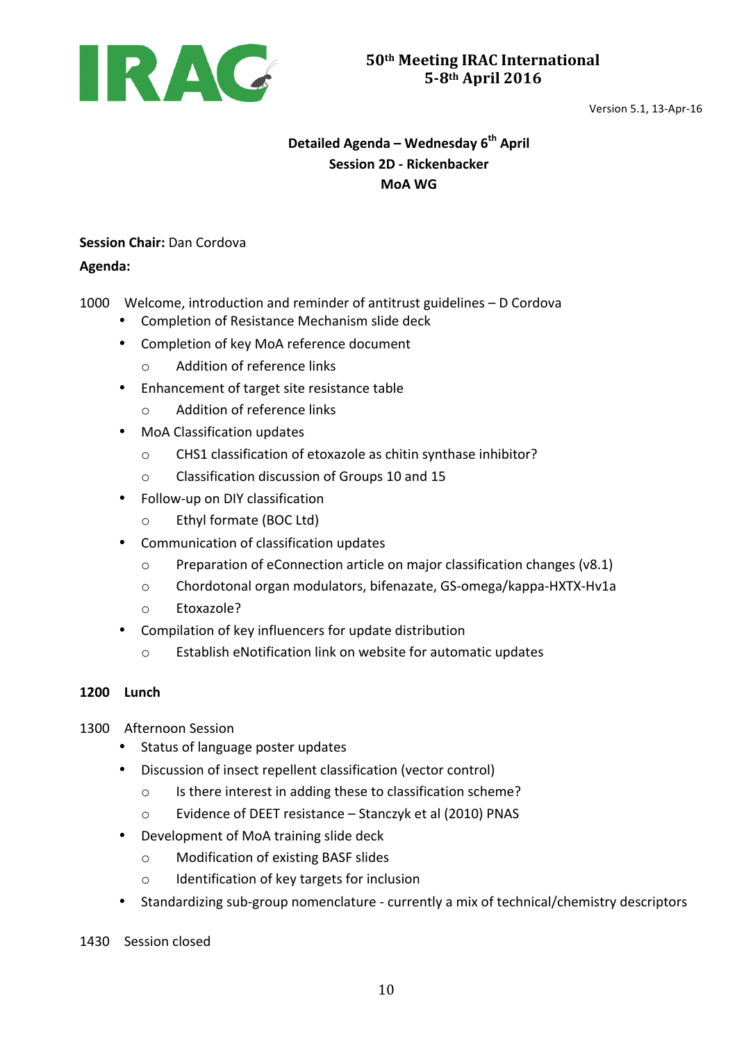**50th Meeting IRAC International**
**5-8th April 2016**

Version 5.1, 13-Apr-16

**Detailed Agenda – Wednesday 6th April**
**Session 2D - Rickenbacker**
**MoA WG**

**Session Chair:** Dan Cordova

**Agenda:**

1000 Welcome, introduction and reminder of antitrust guidelines – D Cordova

- Completion of Resistance Mechanism slide deck
- Completion of key MoA reference document
  - Addition of reference links
- Enhancement of target site resistance table
  - Addition of reference links
- MoA Classification updates
  - CHS1 classification of etoxazole as chitin synthase inhibitor?
  - Classification discussion of Groups 10 and 15
- Follow-up on DIY classification
  - Ethyl formate (BOC Ltd)
- Communication of classification updates
  - Preparation of eConnection article on major classification changes (v8.1)
  - Chordotonal organ modulators, bifenazate, GS-omega/kappa-HXTX-Hv1a
  - Etoxazole?
- Compilation of key influencers for update distribution
  - Establish eNotification link on website for automatic updates

**1200 Lunch**

1300 Afternoon Session

- Status of language poster updates
- Discussion of insect repellent classification (vector control)
  - Is there interest in adding these to classification scheme?
  - Evidence of DEET resistance – Stanczyk et al (2010) PNAS
- Development of MoA training slide deck
  - Modification of existing BASF slides
  - Identification of key targets for inclusion
- Standardizing sub-group nomenclature - currently a mix of technical/chemistry descriptors

1430 Session closed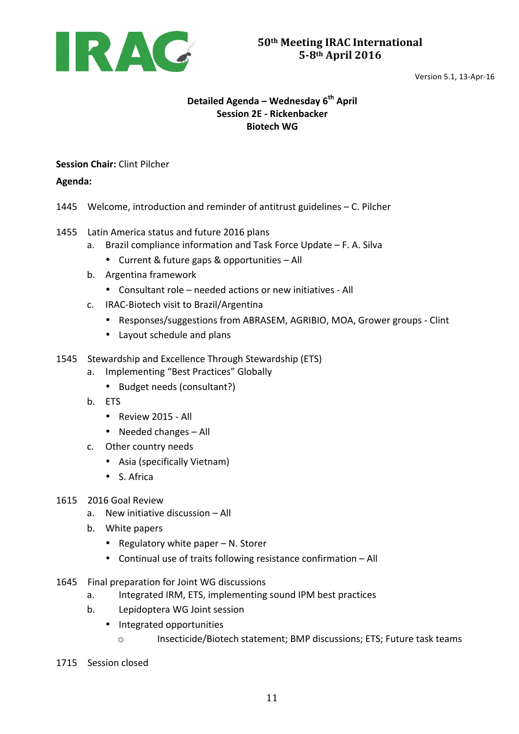# 50th Meeting IRAC International
## 5-8th April 2016

Version 5.1, 13-Apr-16

### Detailed Agenda – Wednesday 6th April
### Session 2E - Rickenbacker
### Biotech WG

**Session Chair:** Clint Pilcher

**Agenda:**

1445 Welcome, introduction and reminder of antitrust guidelines – C. Pilcher

1455 Latin America status and future 2016 plans

  a. Brazil compliance information and Task Force Update – F. A. Silva
    - Current & future gaps & opportunities – All
  b. Argentina framework
    - Consultant role – needed actions or new initiatives - All
  c. IRAC-Biotech visit to Brazil/Argentina
    - Responses/suggestions from ABRASEM, AGRIBIO, MOA, Grower groups - Clint
    - Layout schedule and plans

1545 Stewardship and Excellence Through Stewardship (ETS)

  a. Implementing "Best Practices" Globally
    - Budget needs (consultant?)
  b. ETS
    - Review 2015 - All
    - Needed changes – All
  c. Other country needs
    - Asia (specifically Vietnam)
    - S. Africa

1615 2016 Goal Review

  a. New initiative discussion – All
  b. White papers
    - Regulatory white paper – N. Storer
    - Continual use of traits following resistance confirmation – All

1645 Final preparation for Joint WG discussions

  a. Integrated IRM, ETS, implementing sound IPM best practices
  b. Lepidoptera WG Joint session
    - Integrated opportunities
      - Insecticide/Biotech statement; BMP discussions; ETS; Future task teams

1715 Session closed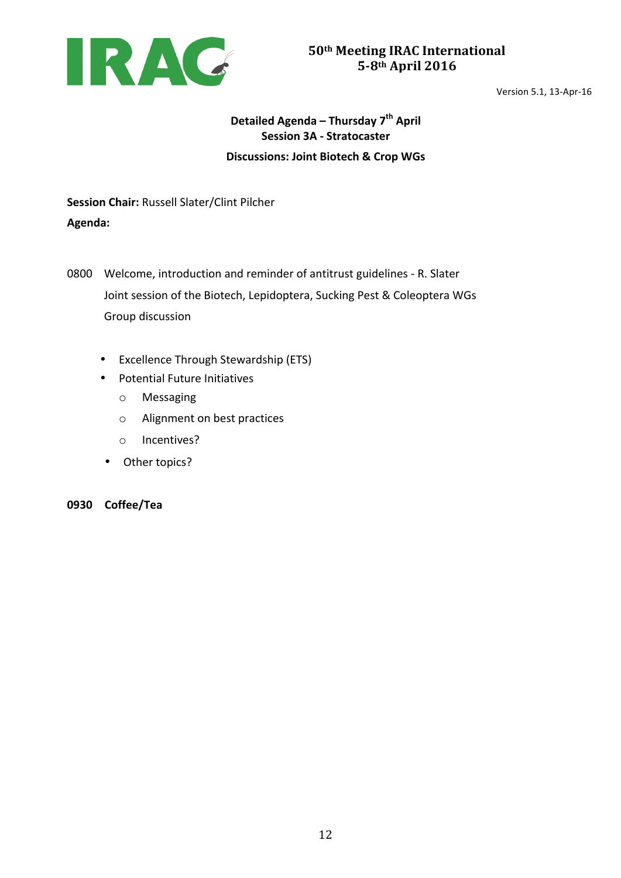## Detailed Agenda – Thursday 7th April
### Session 3A - Stratocaster
### Discussions: Joint Biotech & Crop WGs

**Session Chair:** Russell Slater/Clint Pilcher

**Agenda:**

0800 Welcome, introduction and reminder of antitrust guidelines - R. Slater

Joint session of the Biotech, Lepidoptera, Sucking Pest & Coleoptera WGs

Group discussion

- Excellence Through Stewardship (ETS)
- Potential Future Initiatives
  - Messaging
  - Alignment on best practices
  - Incentives?
- Other topics?

**0930 Coffee/Tea**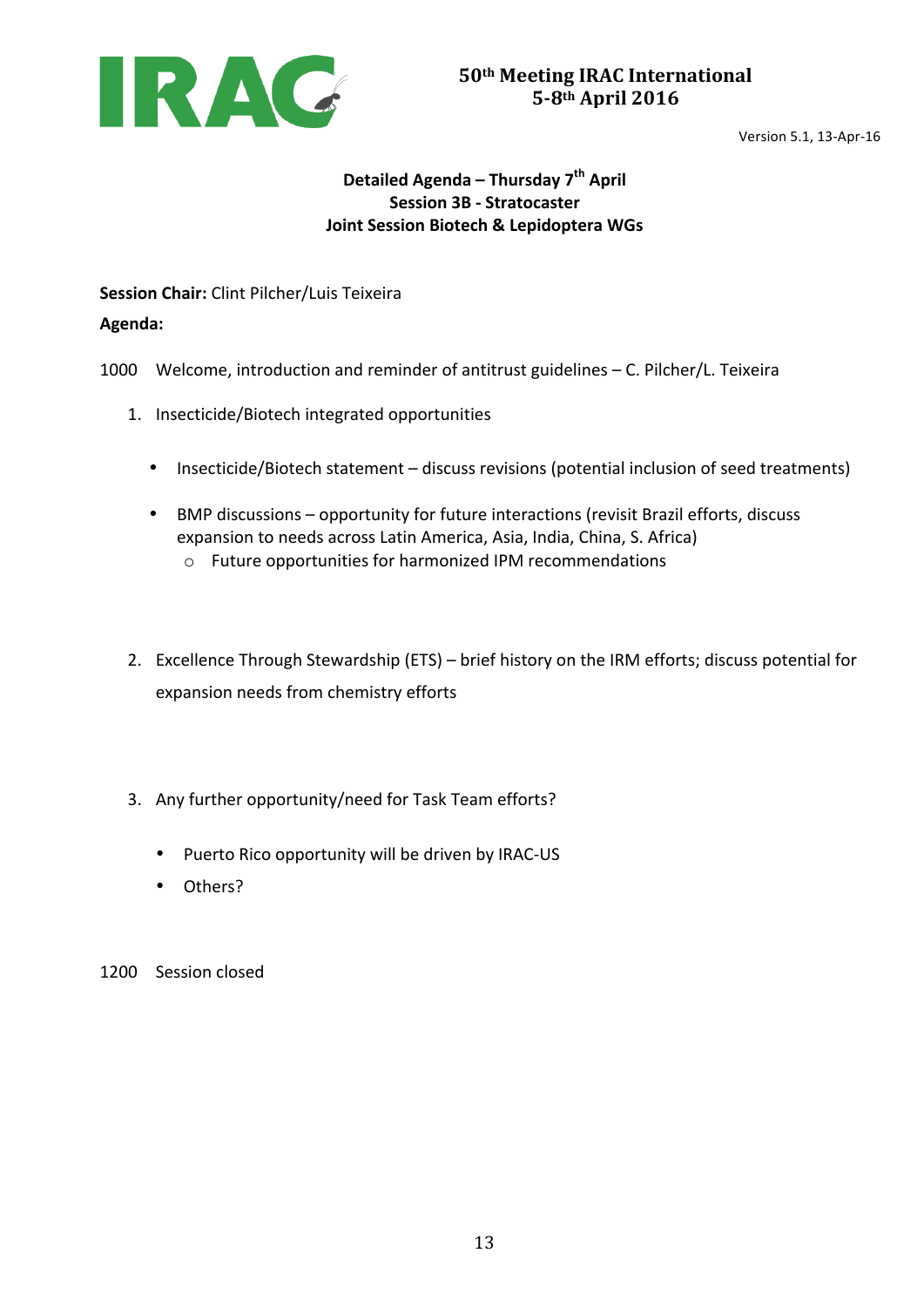**50th Meeting IRAC International**
**5-8th April 2016**

Version 5.1, 13-Apr-16

**Detailed Agenda – Thursday 7th April**
**Session 3B - Stratocaster**
**Joint Session Biotech & Lepidoptera WGs**

**Session Chair:** Clint Pilcher/Luis Teixeira

**Agenda:**

1000 Welcome, introduction and reminder of antitrust guidelines – C. Pilcher/L. Teixeira

1. Insecticide/Biotech integrated opportunities

   - Insecticide/Biotech statement – discuss revisions (potential inclusion of seed treatments)

   - BMP discussions – opportunity for future interactions (revisit Brazil efforts, discuss expansion to needs across Latin America, Asia, India, China, S. Africa)
     - Future opportunities for harmonized IPM recommendations

2. Excellence Through Stewardship (ETS) – brief history on the IRM efforts; discuss potential for expansion needs from chemistry efforts

3. Any further opportunity/need for Task Team efforts?

   - Puerto Rico opportunity will be driven by IRAC-US
   - Others?

1200 Session closed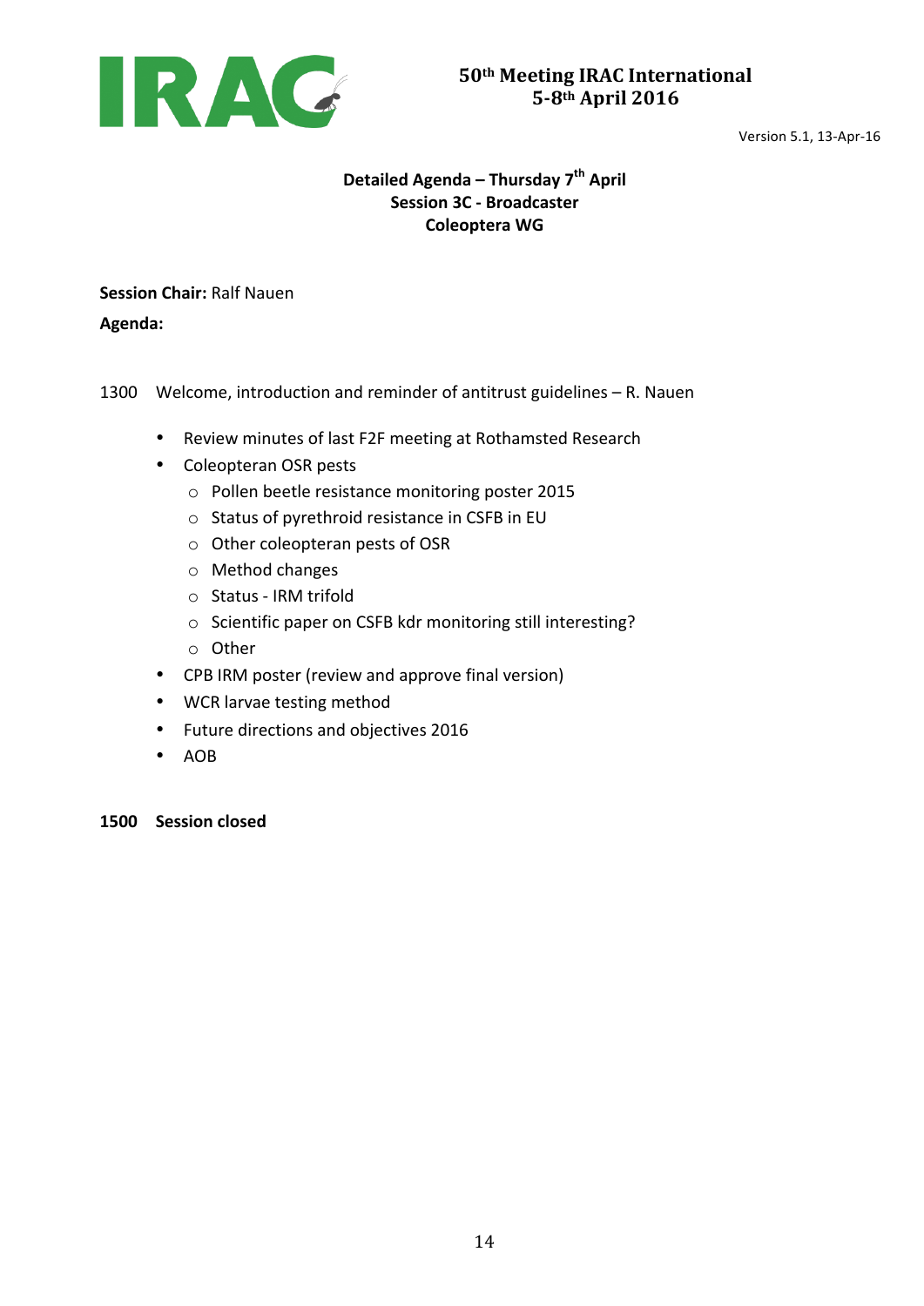**50th Meeting IRAC International**
**5-8th April 2016**

Version 5.1, 13-Apr-16

## Detailed Agenda – Thursday 7th April
## Session 3C - Broadcaster
## Coleoptera WG

**Session Chair:** Ralf Nauen

**Agenda:**

1300 Welcome, introduction and reminder of antitrust guidelines – R. Nauen

- Review minutes of last F2F meeting at Rothamsted Research
- Coleopteran OSR pests
  - Pollen beetle resistance monitoring poster 2015
  - Status of pyrethroid resistance in CSFB in EU
  - Other coleopteran pests of OSR
  - Method changes
  - Status - IRM trifold
  - Scientific paper on CSFB kdr monitoring still interesting?
  - Other
- CPB IRM poster (review and approve final version)
- WCR larvae testing method
- Future directions and objectives 2016
- AOB

**1500 Session closed**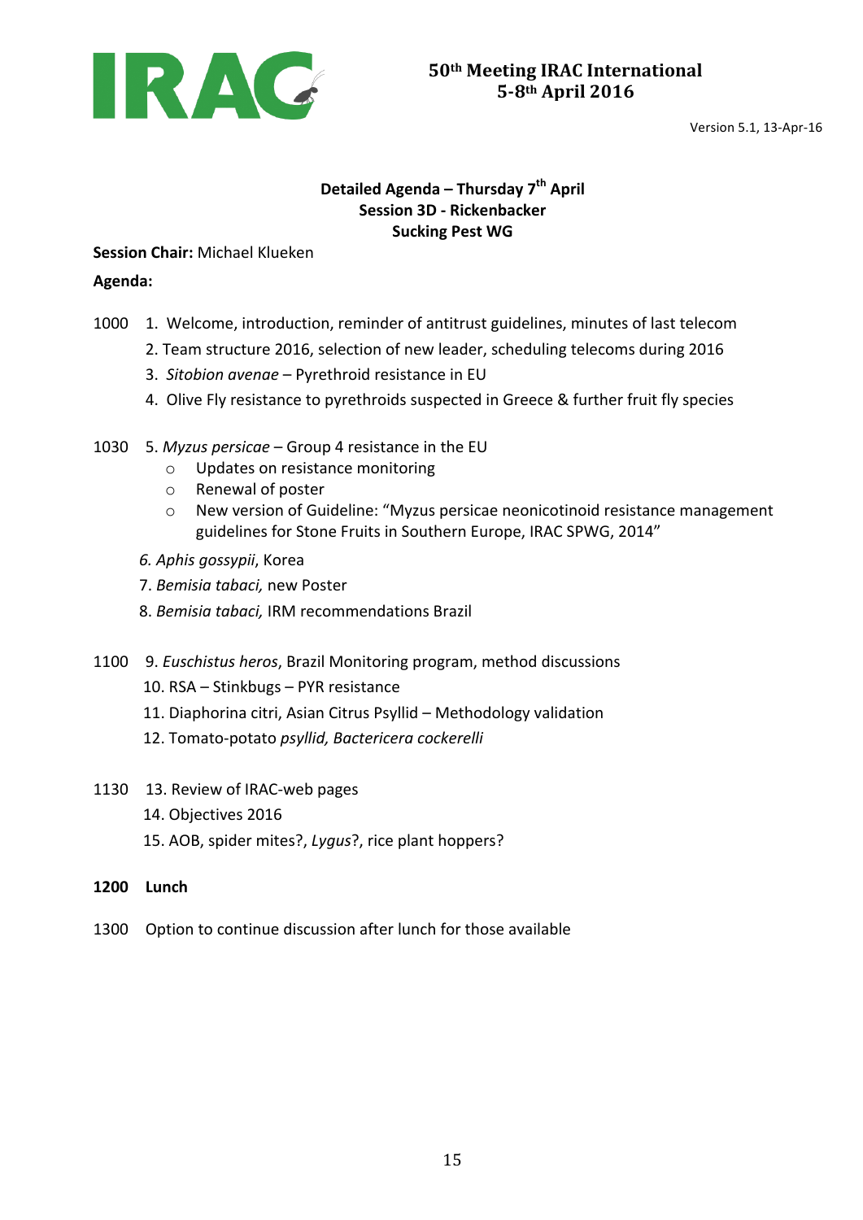**50th Meeting IRAC International**
**5-8th April 2016**

Version 5.1, 13-Apr-16

## Detailed Agenda – Thursday 7th April
### Session 3D - Rickenbacker
### Sucking Pest WG

**Session Chair:** Michael Klueken

**Agenda:**

1000 1. Welcome, introduction, reminder of antitrust guidelines, minutes of last telecom

2. Team structure 2016, selection of new leader, scheduling telecoms during 2016

3. *Sitobion avenae* – Pyrethroid resistance in EU

4. Olive Fly resistance to pyrethroids suspected in Greece & further fruit fly species

1030 5. *Myzus persicae* – Group 4 resistance in the EU

- Updates on resistance monitoring
- Renewal of poster
- New version of Guideline: "Myzus persicae neonicotinoid resistance management guidelines for Stone Fruits in Southern Europe, IRAC SPWG, 2014"

*6. Aphis gossypii*, Korea

7. *Bemisia tabaci,* new Poster

8. *Bemisia tabaci,* IRM recommendations Brazil

1100 9. *Euschistus heros*, Brazil Monitoring program, method discussions

10. RSA – Stinkbugs – PYR resistance

11. Diaphorina citri, Asian Citrus Psyllid – Methodology validation

12. Tomato-potato *psyllid, Bactericera cockerelli*

1130 13. Review of IRAC-web pages

14. Objectives 2016

15. AOB, spider mites?, *Lygus*?, rice plant hoppers?

**1200 Lunch**

1300 Option to continue discussion after lunch for those available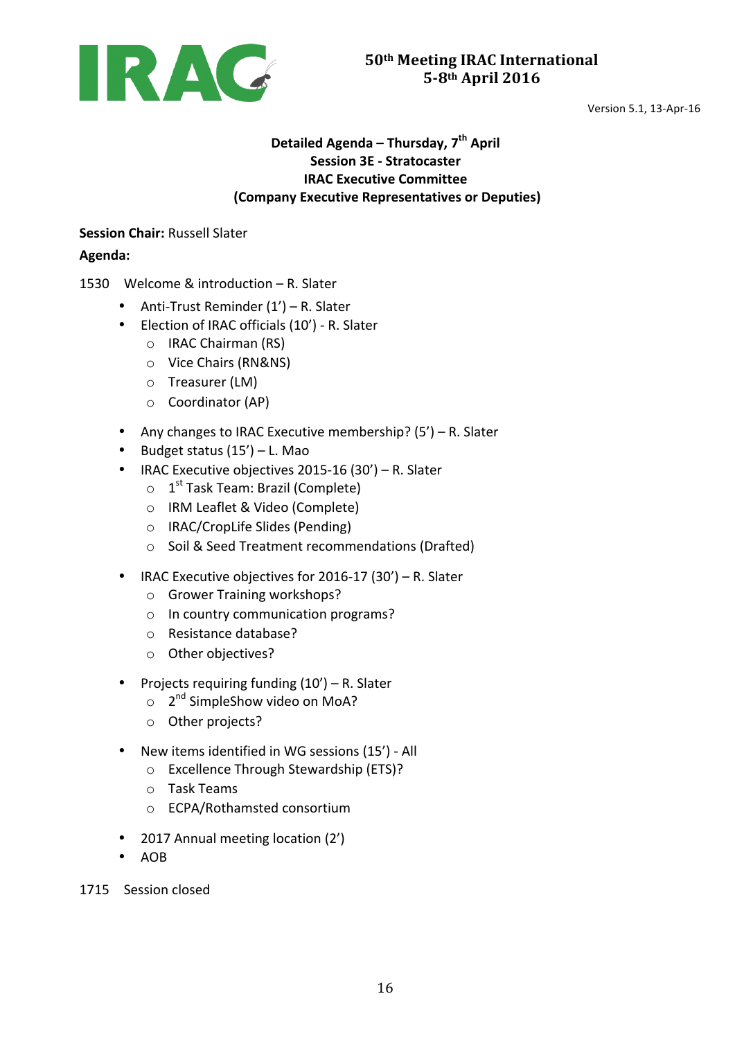**IRAC**

**50th Meeting IRAC International**
**5-8th April 2016**

Version 5.1, 13-Apr-16

**Detailed Agenda – Thursday, 7th April**
**Session 3E - Stratocaster**
**IRAC Executive Committee**
**(Company Executive Representatives or Deputies)**

**Session Chair:** Russell Slater

**Agenda:**

1530 Welcome & introduction – R. Slater

- Anti-Trust Reminder (1') – R. Slater
- Election of IRAC officials (10') - R. Slater
  - IRAC Chairman (RS)
  - Vice Chairs (RN&NS)
  - Treasurer (LM)
  - Coordinator (AP)
- Any changes to IRAC Executive membership? (5') – R. Slater
- Budget status (15') – L. Mao
- IRAC Executive objectives 2015-16 (30') – R. Slater
  - 1st Task Team: Brazil (Complete)
  - IRM Leaflet & Video (Complete)
  - IRAC/CropLife Slides (Pending)
  - Soil & Seed Treatment recommendations (Drafted)
- IRAC Executive objectives for 2016-17 (30') – R. Slater
  - Grower Training workshops?
  - In country communication programs?
  - Resistance database?
  - Other objectives?
- Projects requiring funding (10') – R. Slater
  - 2nd SimpleShow video on MoA?
  - Other projects?
- New items identified in WG sessions (15') - All
  - Excellence Through Stewardship (ETS)?
  - Task Teams
  - ECPA/Rothamsted consortium
- 2017 Annual meeting location (2')
- AOB

1715 Session closed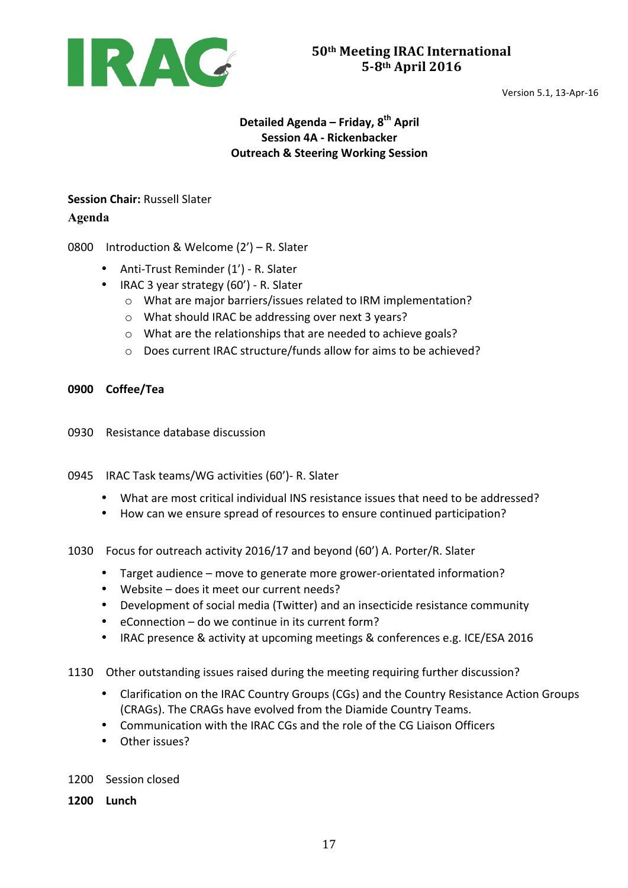IRAC

**50th Meeting IRAC International**
**5-8th April 2016**

Version 5.1, 13-Apr-16

**Detailed Agenda – Friday, 8th April**
**Session 4A - Rickenbacker**
**Outreach & Steering Working Session**

**Session Chair:** Russell Slater

**Agenda**

0800 Introduction & Welcome (2') – R. Slater

- Anti-Trust Reminder (1') - R. Slater
- IRAC 3 year strategy (60') - R. Slater
  - What are major barriers/issues related to IRM implementation?
  - What should IRAC be addressing over next 3 years?
  - What are the relationships that are needed to achieve goals?
  - Does current IRAC structure/funds allow for aims to be achieved?

**0900 Coffee/Tea**

0930 Resistance database discussion

0945 IRAC Task teams/WG activities (60')- R. Slater

- What are most critical individual INS resistance issues that need to be addressed?
- How can we ensure spread of resources to ensure continued participation?

1030 Focus for outreach activity 2016/17 and beyond (60') A. Porter/R. Slater

- Target audience – move to generate more grower-orientated information?
- Website – does it meet our current needs?
- Development of social media (Twitter) and an insecticide resistance community
- eConnection – do we continue in its current form?
- IRAC presence & activity at upcoming meetings & conferences e.g. ICE/ESA 2016

1130 Other outstanding issues raised during the meeting requiring further discussion?

- Clarification on the IRAC Country Groups (CGs) and the Country Resistance Action Groups (CRAGs). The CRAGs have evolved from the Diamide Country Teams.
- Communication with the IRAC CGs and the role of the CG Liaison Officers
- Other issues?

1200 Session closed

**1200 Lunch**